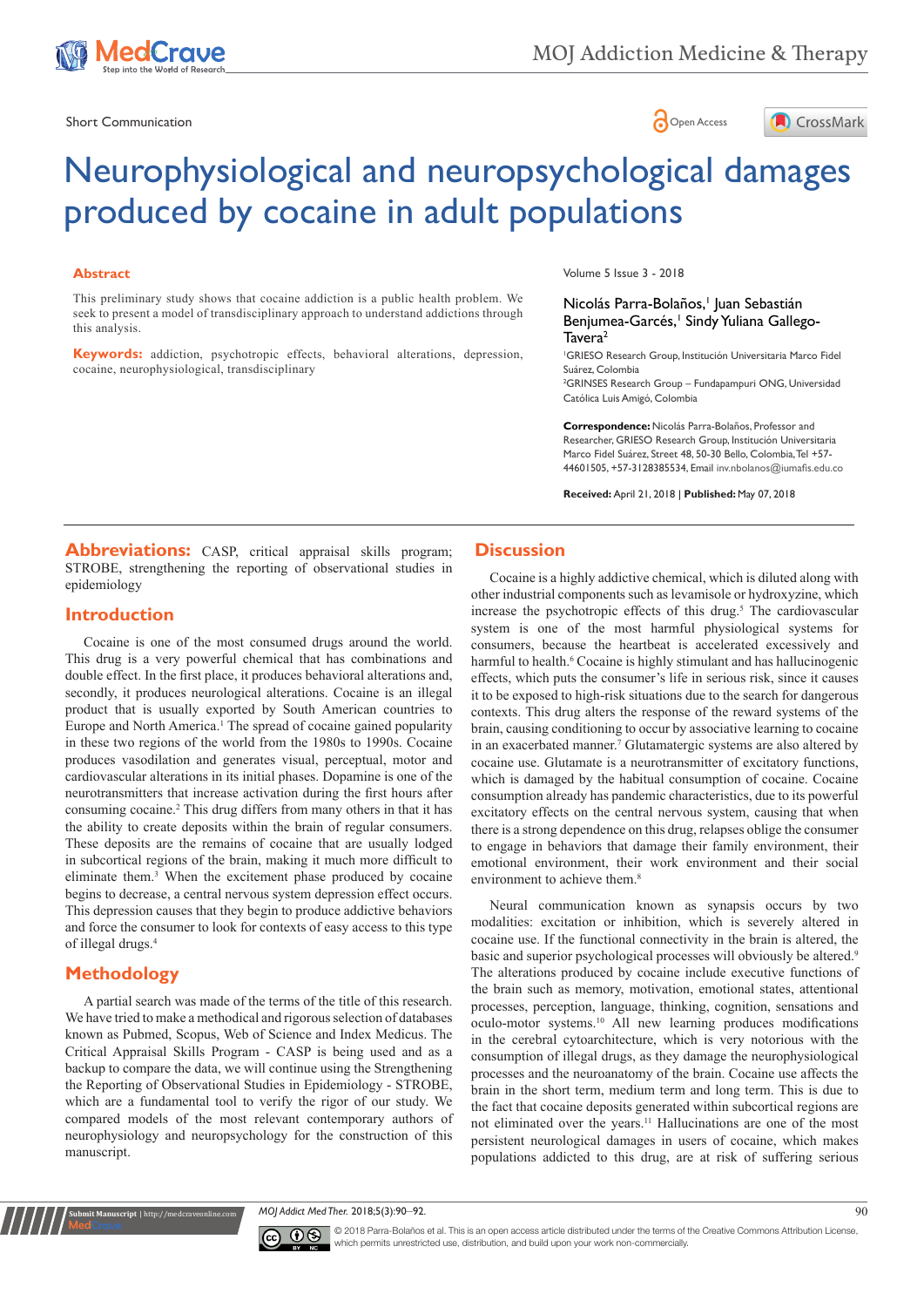Short Communication

# Neurophysiological and neuropsychological damages produced by cocaine in adult populations

Volume 5 Issue 3 - 2018

Nicolás Parra-Bolaños,[1] Juan Sebastián Benjumea-Garcés,[1] Sindy Yuliana Gallego-Tavera[2]

[1]GRIESO Research Group, Institución Universitaria Marco Fidel Suárez, Colombia

[2]GRINSES Research Group – Fundapampuri ONG, Universidad Católica Luis Amigó, Colombia

**Correspondence:** Nicolás Parra-Bolaños, Professor and Researcher, GRIESO Research Group, Institución Universitaria Marco Fidel Suárez, Street 48, 50-30 Bello, Colombia, Tel +57-44601505, +57-3128385534, Email inv.nbolanos@iumafis.edu.co

**Received:** April 21, 2018 | **Published:** May 07, 2018

## Abstract

This preliminary study shows that cocaine addiction is a public health problem. We seek to present a model of transdisciplinary approach to understand addictions through this analysis.

**Keywords:** addiction, psychotropic effects, behavioral alterations, depression, cocaine, neurophysiological, transdisciplinary

**Abbreviations:** CASP, critical appraisal skills program; STROBE, strengthening the reporting of observational studies in epidemiology

## Introduction

Cocaine is one of the most consumed drugs around the world. This drug is a very powerful chemical that has combinations and double effect. In the first place, it produces behavioral alterations and, secondly, it produces neurological alterations. Cocaine is an illegal product that is usually exported by South American countries to Europe and North America.[1] The spread of cocaine gained popularity in these two regions of the world from the 1980s to 1990s. Cocaine produces vasodilation and generates visual, perceptual, motor and cardiovascular alterations in its initial phases. Dopamine is one of the neurotransmitters that increase activation during the first hours after consuming cocaine.[2] This drug differs from many others in that it has the ability to create deposits within the brain of regular consumers. These deposits are the remains of cocaine that are usually lodged in subcortical regions of the brain, making it much more difficult to eliminate them.[3] When the excitement phase produced by cocaine begins to decrease, a central nervous system depression effect occurs. This depression causes that they begin to produce addictive behaviors and force the consumer to look for contexts of easy access to this type of illegal drugs.[4]

## Methodology

A partial search was made of the terms of the title of this research. We have tried to make a methodical and rigorous selection of databases known as Pubmed, Scopus, Web of Science and Index Medicus. The Critical Appraisal Skills Program - CASP is being used and as a backup to compare the data, we will continue using the Strengthening the Reporting of Observational Studies in Epidemiology - STROBE, which are a fundamental tool to verify the rigor of our study. We compared models of the most relevant contemporary authors of neurophysiology and neuropsychology for the construction of this manuscript.

## Discussion

Cocaine is a highly addictive chemical, which is diluted along with other industrial components such as levamisole or hydroxyzine, which increase the psychotropic effects of this drug.[5] The cardiovascular system is one of the most harmful physiological systems for consumers, because the heartbeat is accelerated excessively and harmful to health.[6] Cocaine is highly stimulant and has hallucinogenic effects, which puts the consumer's life in serious risk, since it causes it to be exposed to high-risk situations due to the search for dangerous contexts. This drug alters the response of the reward systems of the brain, causing conditioning to occur by associative learning to cocaine in an exacerbated manner.[7] Glutamatergic systems are also altered by cocaine use. Glutamate is a neurotransmitter of excitatory functions, which is damaged by the habitual consumption of cocaine. Cocaine consumption already has pandemic characteristics, due to its powerful excitatory effects on the central nervous system, causing that when there is a strong dependence on this drug, relapses oblige the consumer to engage in behaviors that damage their family environment, their emotional environment, their work environment and their social environment to achieve them.[8]

Neural communication known as synapsis occurs by two modalities: excitation or inhibition, which is severely altered in cocaine use. If the functional connectivity in the brain is altered, the basic and superior psychological processes will obviously be altered.[9] The alterations produced by cocaine include executive functions of the brain such as memory, motivation, emotional states, attentional processes, perception, language, thinking, cognition, sensations and oculo-motor systems.[10] All new learning produces modifications in the cerebral cytoarchitecture, which is very notorious with the consumption of illegal drugs, as they damage the neurophysiological processes and the neuroanatomy of the brain. Cocaine use affects the brain in the short term, medium term and long term. This is due to the fact that cocaine deposits generated within subcortical regions are not eliminated over the years.[11] Hallucinations are one of the most persistent neurological damages in users of cocaine, which makes populations addicted to this drug, are at risk of suffering serious

© 2018 Parra-Bolaños et al. This is an open access article distributed under the terms of the Creative Commons Attribution License, which permits unrestricted use, distribution, and build upon your work non-commercially.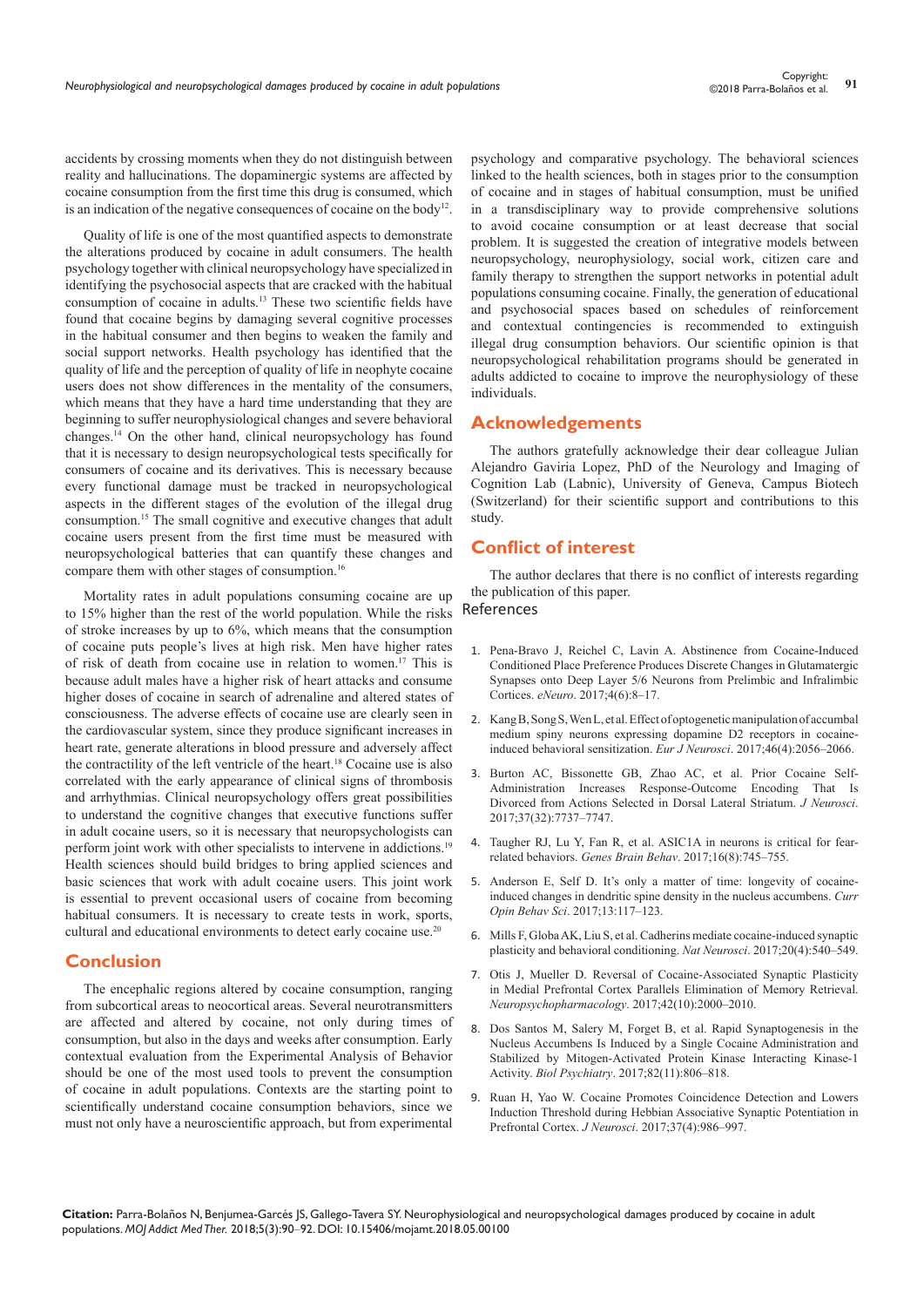accidents by crossing moments when they do not distinguish between reality and hallucinations. The dopaminergic systems are affected by cocaine consumption from the first time this drug is consumed, which is an indication of the negative consequences of cocaine on the body[12].

Quality of life is one of the most quantified aspects to demonstrate the alterations produced by cocaine in adult consumers. The health psychology together with clinical neuropsychology have specialized in identifying the psychosocial aspects that are cracked with the habitual consumption of cocaine in adults.[13] These two scientific fields have found that cocaine begins by damaging several cognitive processes in the habitual consumer and then begins to weaken the family and social support networks. Health psychology has identified that the quality of life and the perception of quality of life in neophyte cocaine users does not show differences in the mentality of the consumers, which means that they have a hard time understanding that they are beginning to suffer neurophysiological changes and severe behavioral changes.[14] On the other hand, clinical neuropsychology has found that it is necessary to design neuropsychological tests specifically for consumers of cocaine and its derivatives. This is necessary because every functional damage must be tracked in neuropsychological aspects in the different stages of the evolution of the illegal drug consumption.[15] The small cognitive and executive changes that adult cocaine users present from the first time must be measured with neuropsychological batteries that can quantify these changes and compare them with other stages of consumption.[16]

Mortality rates in adult populations consuming cocaine are up to 15% higher than the rest of the world population. While the risks of stroke increases by up to 6%, which means that the consumption of cocaine puts people's lives at high risk. Men have higher rates of risk of death from cocaine use in relation to women.[17] This is because adult males have a higher risk of heart attacks and consume higher doses of cocaine in search of adrenaline and altered states of consciousness. The adverse effects of cocaine use are clearly seen in the cardiovascular system, since they produce significant increases in heart rate, generate alterations in blood pressure and adversely affect the contractility of the left ventricle of the heart.[18] Cocaine use is also correlated with the early appearance of clinical signs of thrombosis and arrhythmias. Clinical neuropsychology offers great possibilities to understand the cognitive changes that executive functions suffer in adult cocaine users, so it is necessary that neuropsychologists can perform joint work with other specialists to intervene in addictions.[19] Health sciences should build bridges to bring applied sciences and basic sciences that work with adult cocaine users. This joint work is essential to prevent occasional users of cocaine from becoming habitual consumers. It is necessary to create tests in work, sports, cultural and educational environments to detect early cocaine use.[20]

## Conclusion

The encephalic regions altered by cocaine consumption, ranging from subcortical areas to neocortical areas. Several neurotransmitters are affected and altered by cocaine, not only during times of consumption, but also in the days and weeks after consumption. Early contextual evaluation from the Experimental Analysis of Behavior should be one of the most used tools to prevent the consumption of cocaine in adult populations. Contexts are the starting point to scientifically understand cocaine consumption behaviors, since we must not only have a neuroscientific approach, but from experimental psychology and comparative psychology. The behavioral sciences linked to the health sciences, both in stages prior to the consumption of cocaine and in stages of habitual consumption, must be unified in a transdisciplinary way to provide comprehensive solutions to avoid cocaine consumption or at least decrease that social problem. It is suggested the creation of integrative models between neuropsychology, neurophysiology, social work, citizen care and family therapy to strengthen the support networks in potential adult populations consuming cocaine. Finally, the generation of educational and psychosocial spaces based on schedules of reinforcement and contextual contingencies is recommended to extinguish illegal drug consumption behaviors. Our scientific opinion is that neuropsychological rehabilitation programs should be generated in adults addicted to cocaine to improve the neurophysiology of these individuals.

## Acknowledgements

The authors gratefully acknowledge their dear colleague Julian Alejandro Gaviria Lopez, PhD of the Neurology and Imaging of Cognition Lab (Labnic), University of Geneva, Campus Biotech (Switzerland) for their scientific support and contributions to this study.

## Conflict of interest

The author declares that there is no conflict of interests regarding the publication of this paper.

## References

1. Pena-Bravo J, Reichel C, Lavin A. Abstinence from Cocaine-Induced Conditioned Place Preference Produces Discrete Changes in Glutamatergic Synapses onto Deep Layer 5/6 Neurons from Prelimbic and Infralimbic Cortices. *eNeuro*. 2017;4(6):8–17.
2. Kang B, Song S, Wen L, et al. Effect of optogenetic manipulation of accumbal medium spiny neurons expressing dopamine D2 receptors in cocaine-induced behavioral sensitization. *Eur J Neurosci*. 2017;46(4):2056–2066.
3. Burton AC, Bissonette GB, Zhao AC, et al. Prior Cocaine Self-Administration Increases Response-Outcome Encoding That Is Divorced from Actions Selected in Dorsal Lateral Striatum. *J Neurosci*. 2017;37(32):7737–7747.
4. Taugher RJ, Lu Y, Fan R, et al. ASIC1A in neurons is critical for fear-related behaviors. *Genes Brain Behav*. 2017;16(8):745–755.
5. Anderson E, Self D. It's only a matter of time: longevity of cocaine-induced changes in dendritic spine density in the nucleus accumbens. *Curr Opin Behav Sci*. 2017;13:117–123.
6. Mills F, Globa AK, Liu S, et al. Cadherins mediate cocaine-induced synaptic plasticity and behavioral conditioning. *Nat Neurosci*. 2017;20(4):540–549.
7. Otis J, Mueller D. Reversal of Cocaine-Associated Synaptic Plasticity in Medial Prefrontal Cortex Parallels Elimination of Memory Retrieval. *Neuropsychopharmacology*. 2017;42(10):2000–2010.
8. Dos Santos M, Salery M, Forget B, et al. Rapid Synaptogenesis in the Nucleus Accumbens Is Induced by a Single Cocaine Administration and Stabilized by Mitogen-Activated Protein Kinase Interacting Kinase-1 Activity. *Biol Psychiatry*. 2017;82(11):806–818.
9. Ruan H, Yao W. Cocaine Promotes Coincidence Detection and Lowers Induction Threshold during Hebbian Associative Synaptic Potentiation in Prefrontal Cortex. *J Neurosci*. 2017;37(4):986–997.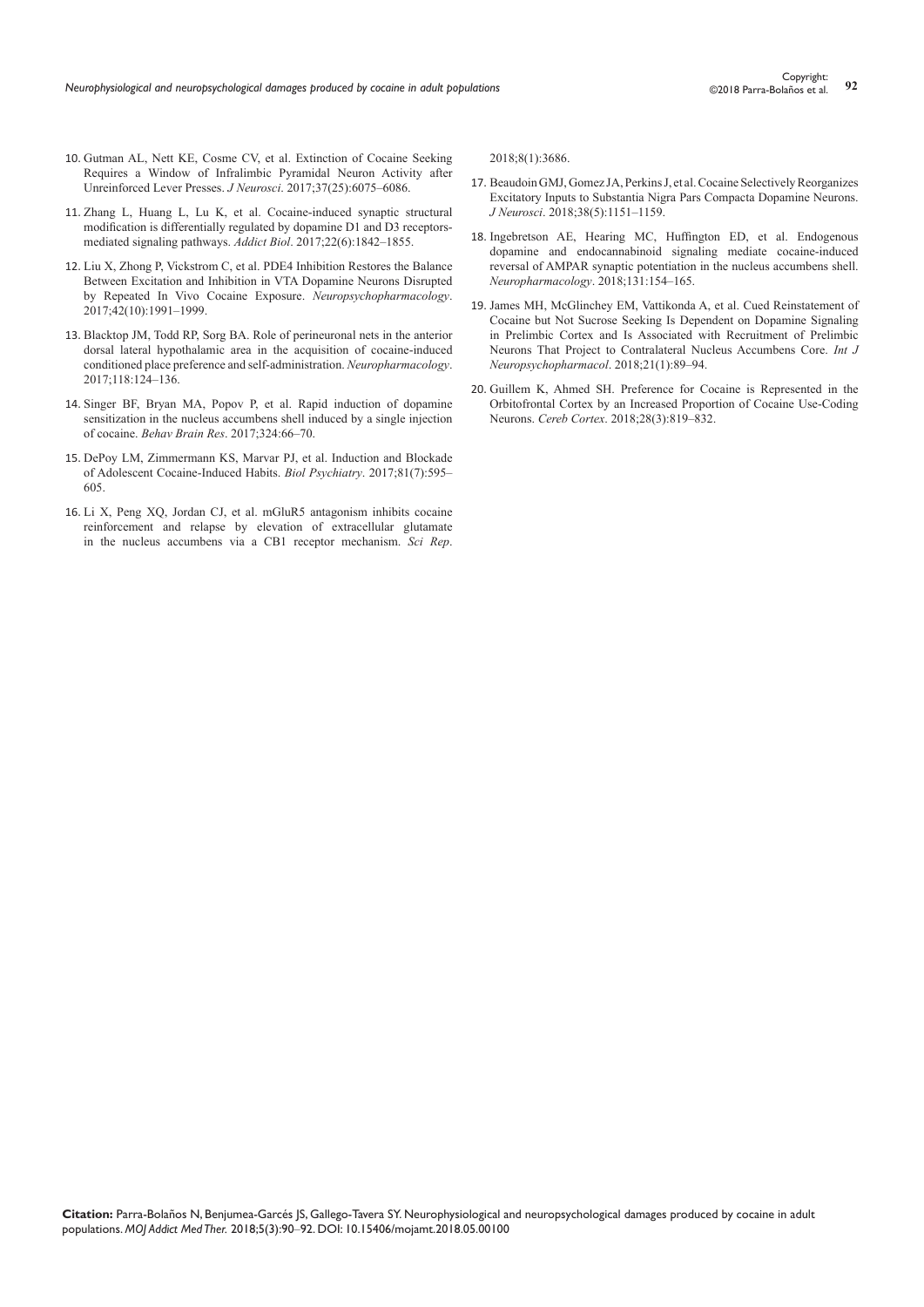10. Gutman AL, Nett KE, Cosme CV, et al. Extinction of Cocaine Seeking Requires a Window of Infralimbic Pyramidal Neuron Activity after Unreinforced Lever Presses. *J Neurosci*. 2017;37(25):6075–6086.
11. Zhang L, Huang L, Lu K, et al. Cocaine-induced synaptic structural modification is differentially regulated by dopamine D1 and D3 receptors-mediated signaling pathways. *Addict Biol*. 2017;22(6):1842–1855.
12. Liu X, Zhong P, Vickstrom C, et al. PDE4 Inhibition Restores the Balance Between Excitation and Inhibition in VTA Dopamine Neurons Disrupted by Repeated In Vivo Cocaine Exposure. *Neuropsychopharmacology*. 2017;42(10):1991–1999.
13. Blacktop JM, Todd RP, Sorg BA. Role of perineuronal nets in the anterior dorsal lateral hypothalamic area in the acquisition of cocaine-induced conditioned place preference and self-administration. *Neuropharmacology*. 2017;118:124–136.
14. Singer BF, Bryan MA, Popov P, et al. Rapid induction of dopamine sensitization in the nucleus accumbens shell induced by a single injection of cocaine. *Behav Brain Res*. 2017;324:66–70.
15. DePoy LM, Zimmermann KS, Marvar PJ, et al. Induction and Blockade of Adolescent Cocaine-Induced Habits. *Biol Psychiatry*. 2017;81(7):595–605.
16. Li X, Peng XQ, Jordan CJ, et al. mGluR5 antagonism inhibits cocaine reinforcement and relapse by elevation of extracellular glutamate in the nucleus accumbens via a CB1 receptor mechanism. *Sci Rep*. 2018;8(1):3686.
17. Beaudoin GMJ, Gomez JA, Perkins J, et al. Cocaine Selectively Reorganizes Excitatory Inputs to Substantia Nigra Pars Compacta Dopamine Neurons. *J Neurosci*. 2018;38(5):1151–1159.
18. Ingebretson AE, Hearing MC, Huffington ED, et al. Endogenous dopamine and endocannabinoid signaling mediate cocaine-induced reversal of AMPAR synaptic potentiation in the nucleus accumbens shell. *Neuropharmacology*. 2018;131:154–165.
19. James MH, McGlinchey EM, Vattikonda A, et al. Cued Reinstatement of Cocaine but Not Sucrose Seeking Is Dependent on Dopamine Signaling in Prelimbic Cortex and Is Associated with Recruitment of Prelimbic Neurons That Project to Contralateral Nucleus Accumbens Core. *Int J Neuropsychopharmacol*. 2018;21(1):89–94.
20. Guillem K, Ahmed SH. Preference for Cocaine is Represented in the Orbitofrontal Cortex by an Increased Proportion of Cocaine Use-Coding Neurons. *Cereb Cortex*. 2018;28(3):819–832.